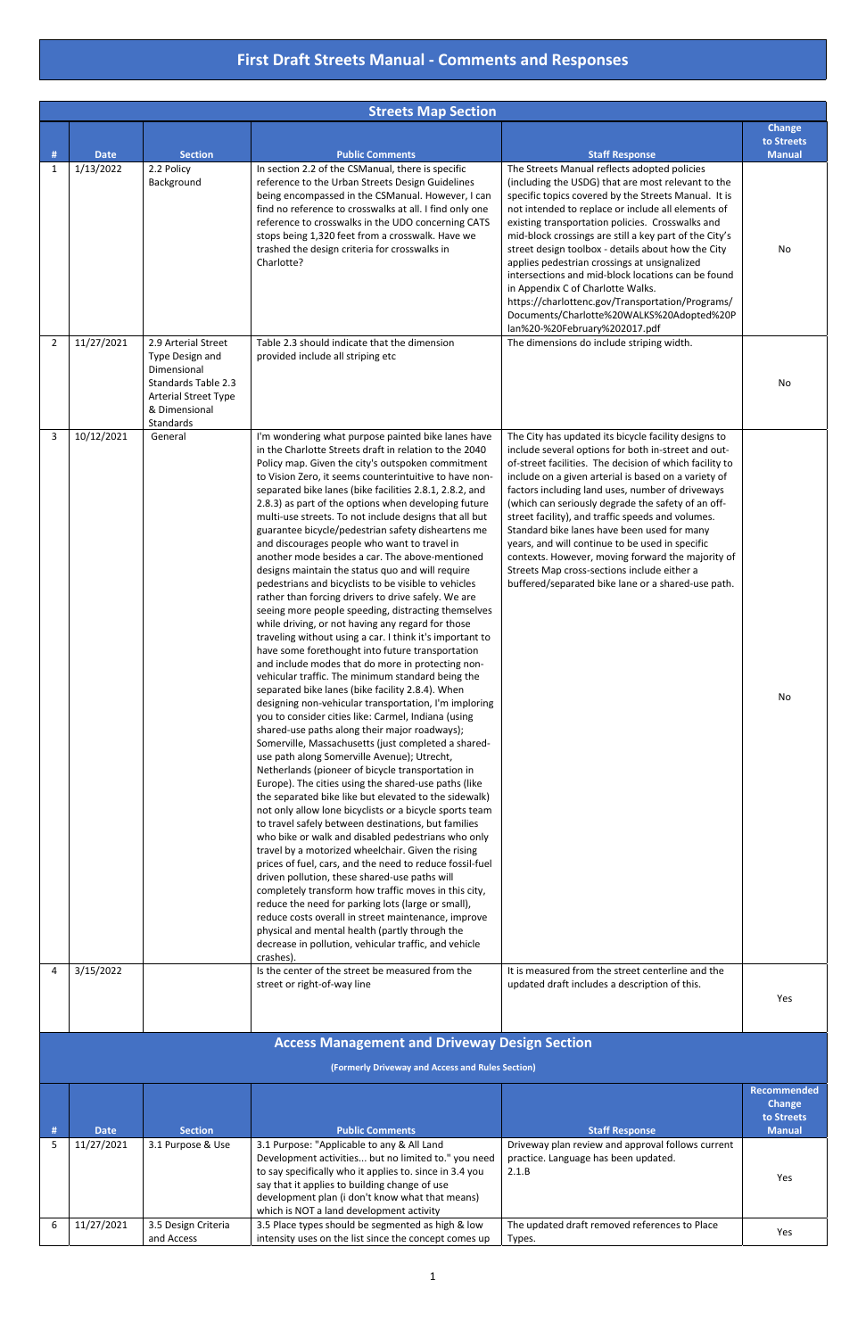# First Draft Streets Manual - Comments and Responses

## Streets Map Section

| # | Date | Section | Public Comments | Staff Response | Change to Streets Manual |
|---|---|---|---|---|---|
| 1 | 1/13/2022 | 2.2 Policy Background | In section 2.2 of the CSManual, there is specific reference to the Urban Streets Design Guidelines being encompassed in the CSManual. However, I can find no reference to crosswalks at all. I find only one reference in the UDO concerning CATS stops being 1,320 feet from a crosswalk. Have we trashed the design criteria for crosswalks in Charlotte? | The Streets Manual reflects adopted policies (including the USDG) that are most relevant to the specific topics covered by the Streets Manual. It is not intended to replace or include all elements of existing transportation policies. Crosswalks and mid-block crossings are still a key part of the City's street design toolbox - details about how the City applies pedestrian crossings at unsignalized intersections and mid-block locations can be found in Appendix C of Charlotte Walks. https://charlottenc.gov/Transportation/Programs/Documents/Charlotte%20WALKS%20Adopted%20Plan%20-%20February%202017.pdf | No |
| 2 | 11/27/2021 | 2.9 Arterial Street Type Design and Dimensional Standards Table 2.3 Arterial Street Type & Dimensional Standards | Table 2.3 should indicate that the dimension provided include all striping etc | The dimensions do include striping width. | No |
| 3 | 10/12/2021 | General | I'm wondering what purpose painted bike lanes have in the Charlotte Streets draft in relation to the 2040 Policy map. Given the city's outspoken commitment to Vision Zero, it seems counterintuitive to have non-separated bike lanes (bike facilities 2.8.1, 2.8.2, and 2.8.3) as part of the options when developing future multi-use streets. To not include designs that all but guarantee bicycle/pedestrian safety disheartens me and discourages people who want to travel in another mode besides a car. The above-mentioned designs maintain the status quo and will require pedestrians and bicyclists to be visible to vehicles rather than forcing drivers to drive safely. We are seeing more people speeding, distracting themselves while driving, or not having any regard for those traveling without using a car. I think it's important to have some forethought into future transportation and include modes that do more in protecting non-vehicular traffic. The minimum standard being the separated bike lanes (bike facility 2.8.4). When designing non-vehicular transportation, I'm imploring you to consider cities like: Carmel, Indiana (using shared-use paths along their major roadways); Somerville, Massachusetts (just completed a shared-use path along Somerville Avenue); Utrecht, Netherlands (pioneer of bicycle transportation in Europe). The cities using the shared-use paths (like the separated bike like but elevated to the sidewalk) not only allow lone bicyclists or a bicycle sports team to travel safely between destinations, but families who bike or walk and disabled pedestrians who only travel by a motorized wheelchair. Given the rising prices of fuel, cars, and the need to reduce fossil-fuel driven pollution, these shared-use paths will completely transform how traffic moves in this city, reduce the need for parking lots (large or small), reduce costs overall in street maintenance, improve physical and mental health (partly through the decrease in pollution, vehicular traffic, and vehicle crashes). | The City has updated its bicycle facility designs to include several options for both in-street and out-of-street facilities. The decision of which facility to include on a given arterial is based on a variety of factors including land uses, number of driveways (which can seriously degrade the safety of an off-street facility), and traffic speeds and volumes. Standard bike lanes have been used for many years, and will continue to be used in specific contexts. However, moving forward the majority of Streets Map cross-sections include either a buffered/separated bike lane or a shared-use path. | No |
| 4 | 3/15/2022 | | Is the center of the street be measured from the street or right-of-way line | It is measured from the street centerline and the updated draft includes a description of this. | Yes |

## Access Management and Driveway Design Section

(Formerly Driveway and Access and Rules Section)

| # | Date | Section | Public Comments | Staff Response | Recommended Change to Streets Manual |
|---|---|---|---|---|---|
| 5 | 11/27/2021 | 3.1 Purpose & Use | 3.1 Purpose: "Applicable to any & All Land Development activities... but no limited to." you need to say specifically who it applies to. since in 3.4 you say that it applies to building change of use development plan (i don't know what that means) which is NOT a land development activity | Driveway plan review and approval follows current practice. Language has been updated. 2.1.B | Yes |
| 6 | 11/27/2021 | 3.5 Design Criteria and Access | 3.5 Place types should be segmented as high & low intensity uses on the list since the concept comes up | The updated draft removed references to Place Types. | Yes |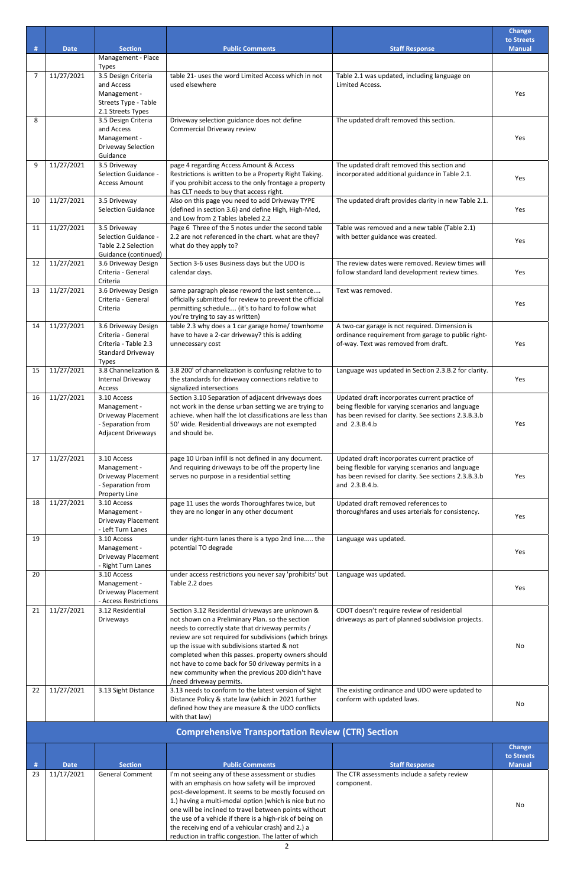| # | Date | Section | Public Comments | Staff Response | Change to Streets Manual |
|---|---|---|---|---|---|
| | | Management - Place Types | | | |
| 7 | 11/27/2021 | 3.5 Design Criteria and Access Management - Streets Type - Table 2.1 Streets Types | table 21- uses the word Limited Access which in not used elsewhere | Table 2.1 was updated, including language on Limited Access. | Yes |
| 8 | | 3.5 Design Criteria and Access Management - Driveway Selection Guidance | Driveway selection guidance does not define Commercial Driveway review | The updated draft removed this section. | Yes |
| 9 | 11/27/2021 | 3.5 Driveway Selection Guidance - Access Amount | page 4 regarding Access Amount & Access Restrictions is written to be a Property Right Taking. if you prohibit access to the only frontage a property has CLT needs to buy that access right. | The updated draft removed this section and incorporated additional guidance in Table 2.1. | Yes |
| 10 | 11/27/2021 | 3.5 Driveway Selection Guidance | Also on this page you need to add Driveway TYPE (defined in section 3.6) and define High, High-Med, and Low from 2 Tables labeled 2.2 | The updated draft provides clarity in new Table 2.1. | Yes |
| 11 | 11/27/2021 | 3.5 Driveway Selection Guidance - Table 2.2 Selection Guidance (continued) | Page 6 Three of the 5 notes under the second table 2.2 are not referenced in the chart. what are they? what do they apply to? | Table was removed and a new table (Table 2.1) with better guidance was created. | Yes |
| 12 | 11/27/2021 | 3.6 Driveway Design Criteria - General Criteria | Section 3-6 uses Business days but the UDO is calendar days. | The review dates were removed. Review times will follow standard land development review times. | Yes |
| 13 | 11/27/2021 | 3.6 Driveway Design Criteria - General Criteria | same paragraph please reword the last sentence.... officially submitted for review to prevent the official permitting schedule.... (it's to hard to follow what you're trying to say as written) | Text was removed. | Yes |
| 14 | 11/27/2021 | 3.6 Driveway Design Criteria - General Criteria - Table 2.3 Standard Driveway Types | table 2.3 why does a 1 car garage home/ townhome have to have a 2-car driveway? this is adding unnecessary cost | A two-car garage is not required. Dimension is ordinance requirement from garage to public right-of-way. Text was removed from draft. | Yes |
| 15 | 11/27/2021 | 3.8 Channelization & Internal Driveway Access | 3.8 200' of channelization is confusing relative to to the standards for driveway connections relative to signalized intersections | Language was updated in Section 2.3.B.2 for clarity. | Yes |
| 16 | 11/27/2021 | 3.10 Access Management - Driveway Placement - Separation from Adjacent Driveways | Section 3.10 Separation of adjacent driveways does not work in the dense urban setting we are trying to achieve. when half the lot classifications are less than 50' wide. Residential driveways are not exempted and should be. | Updated draft incorporates current practice of being flexible for varying scenarios and language has been revised for clarity. See sections 2.3.B.3.b and 2.3.B.4.b | Yes |
| 17 | 11/27/2021 | 3.10 Access Management - Driveway Placement - Separation from Property Line | page 10 Urban infill is not defined in any document. And requiring driveways to be off the property line serves no purpose in a residential setting | Updated draft incorporates current practice of being flexible for varying scenarios and language has been revised for clarity. See sections 2.3.B.3.b and 2.3.B.4.b. | Yes |
| 18 | 11/27/2021 | 3.10 Access Management - Driveway Placement - Left Turn Lanes | page 11 uses the words Thoroughfares twice, but they are no longer in any other document | Updated draft removed references to thoroughfares and uses arterials for consistency. | Yes |
| 19 | | 3.10 Access Management - Driveway Placement - Right Turn Lanes | under right-turn lanes there is a typo 2nd line..... the potential TO degrade | Language was updated. | Yes |
| 20 | | 3.10 Access Management - Driveway Placement - Access Restrictions | under access restrictions you never say 'prohibits' but Table 2.2 does | Language was updated. | Yes |
| 21 | 11/27/2021 | 3.12 Residential Driveways | Section 3.12 Residential driveways are unknown & not shown on a Preliminary Plan. so the section needs to correctly state that driveway permits / review are sot required for subdivisions (which brings up the issue with subdivisions started & not completed when this passes. property owners should not have to come back for 50 driveway permits in a new community when the previous 200 didn't have /need driveway permits. | CDOT doesn't require review of residential driveways as part of planned subdivision projects. | No |
| 22 | 11/27/2021 | 3.13 Sight Distance | 3.13 needs to conform to the latest version of Sight Distance Policy & state law (which in 2021 further defined how they are measure & the UDO conflicts with that law) | The existing ordinance and UDO were updated to conform with updated laws. | No |

## Comprehensive Transportation Review (CTR) Section

| # | Date | Section | Public Comments | Staff Response | Change to Streets Manual |
|---|---|---|---|---|---|
| 23 | 11/17/2021 | General Comment | I'm not seeing any of these assessment or studies with an emphasis on how safety will be improved post-development. It seems to be mostly focused on 1.) having a multi-modal option (which is nice but no one will be inclined to travel between points without the use of a vehicle if there is a high-risk of being on the receiving end of a vehicular crash) and 2.) a reduction in traffic congestion. The latter of which | The CTR assessments include a safety review component. | No |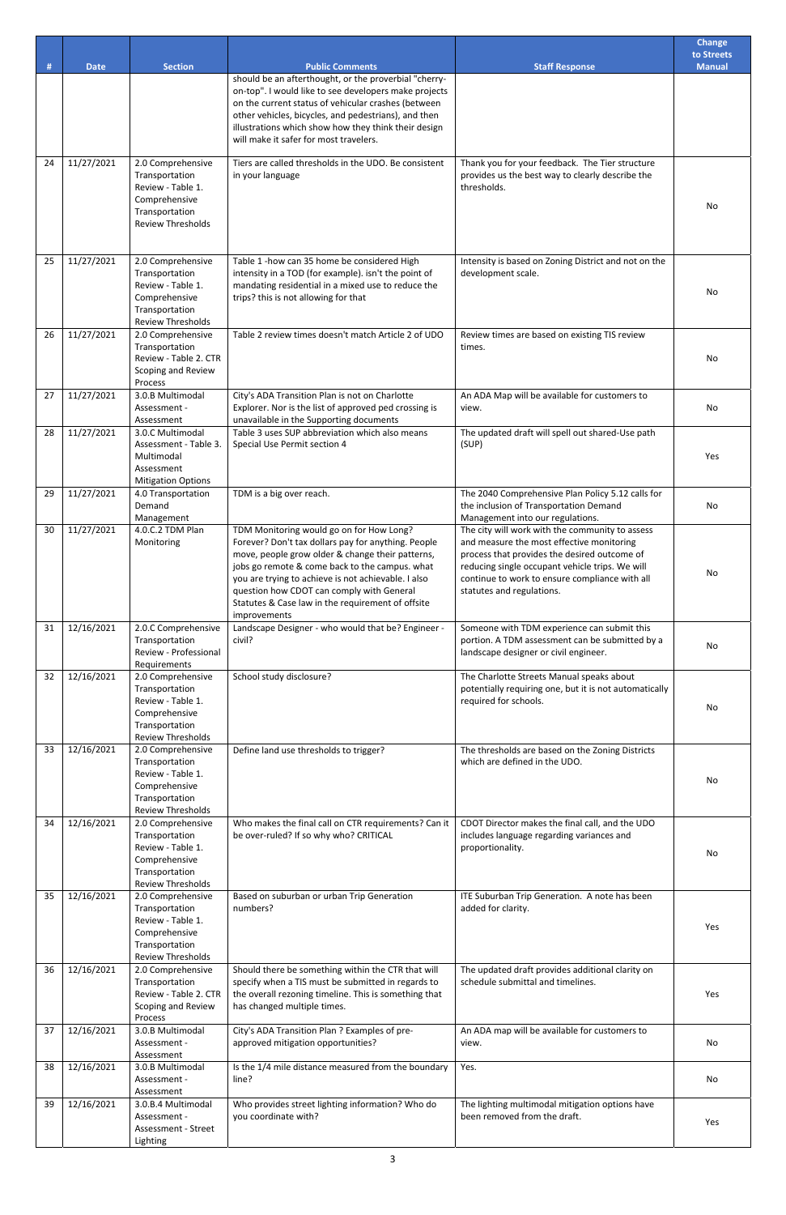| # | Date | Section | Public Comments | Staff Response | Change to Streets Manual |
|---|---|---|---|---|---|
| | | | should be an afterthought, or the proverbial "cherry-on-top". I would like to see developers make projects on the current status of vehicular crashes (between other vehicles, bicycles, and pedestrians), and then illustrations which show how they think their design will make it safer for most travelers. | | |
| 24 | 11/27/2021 | 2.0 Comprehensive Transportation Review - Table 1. Comprehensive Transportation Review Thresholds | Tiers are called thresholds in the UDO. Be consistent in your language | Thank you for your feedback. The Tier structure provides us the best way to clearly describe the thresholds. | No |
| 25 | 11/27/2021 | 2.0 Comprehensive Transportation Review - Table 1. Comprehensive Transportation Review Thresholds | Table 1 -how can 35 home be considered High intensity in a TOD (for example). isn't the point of mandating residential in a mixed use to reduce the trips? this is not allowing for that | Intensity is based on Zoning District and not on the development scale. | No |
| 26 | 11/27/2021 | 2.0 Comprehensive Transportation Review - Table 2. CTR Scoping and Review Process | Table 2 review times doesn't match Article 2 of UDO | Review times are based on existing TIS review times. | No |
| 27 | 11/27/2021 | 3.0.B Multimodal Assessment - Assessment | City's ADA Transition Plan is not on Charlotte Explorer. Nor is the list of approved ped crossing is unavailable in the Supporting documents | An ADA Map will be available for customers to view. | No |
| 28 | 11/27/2021 | 3.0.C Multimodal Assessment - Table 3. Multimodal Assessment Mitigation Options | Table 3 uses SUP abbreviation which also means Special Use Permit section 4 | The updated draft will spell out shared-Use path (SUP) | Yes |
| 29 | 11/27/2021 | 4.0 Transportation Demand Management | TDM is a big over reach. | The 2040 Comprehensive Plan Policy 5.12 calls for the inclusion of Transportation Demand Management into our regulations. | No |
| 30 | 11/27/2021 | 4.0.C.2 TDM Plan Monitoring | TDM Monitoring would go on for How Long? Forever? Don't tax dollars pay for anything. People move, people grow older & change their patterns, jobs go remote & come back to the campus. what you are trying to achieve is not achievable. I also question how CDOT can comply with General Statutes & Case law in the requirement of offsite improvements | The city will work with the community to assess and measure the most effective monitoring process that provides the desired outcome of reducing single occupant vehicle trips. We will continue to work to ensure compliance with all statutes and regulations. | No |
| 31 | 12/16/2021 | 2.0.C Comprehensive Transportation Review - Professional Requirements | Landscape Designer - who would that be? Engineer - civil? | Someone with TDM experience can submit this portion. A TDM assessment can be submitted by a landscape designer or civil engineer. | No |
| 32 | 12/16/2021 | 2.0 Comprehensive Transportation Review - Table 1. Comprehensive Transportation Review Thresholds | School study disclosure? | The Charlotte Streets Manual speaks about potentially requiring one, but it is not automatically required for schools. | No |
| 33 | 12/16/2021 | 2.0 Comprehensive Transportation Review - Table 1. Comprehensive Transportation Review Thresholds | Define land use thresholds to trigger? | The thresholds are based on the Zoning Districts which are defined in the UDO. | No |
| 34 | 12/16/2021 | 2.0 Comprehensive Transportation Review - Table 1. Comprehensive Transportation Review Thresholds | Who makes the final call on CTR requirements? Can it be over-ruled? If so why who? CRITICAL | CDOT Director makes the final call, and the UDO includes language regarding variances and proportionality. | No |
| 35 | 12/16/2021 | 2.0 Comprehensive Transportation Review - Table 1. Comprehensive Transportation Review Thresholds | Based on suburban or urban Trip Generation numbers? | ITE Suburban Trip Generation. A note has been added for clarity. | Yes |
| 36 | 12/16/2021 | 2.0 Comprehensive Transportation Review - Table 2. CTR Scoping and Review Process | Should there be something within the CTR that will specify when a TIS must be submitted in regards to the overall rezoning timeline. This is something that has changed multiple times. | The updated draft provides additional clarity on schedule submittal and timelines. | Yes |
| 37 | 12/16/2021 | 3.0.B Multimodal Assessment - Assessment | City's ADA Transition Plan ? Examples of pre-approved mitigation opportunities? | An ADA map will be available for customers to view. | No |
| 38 | 12/16/2021 | 3.0.B Multimodal Assessment - Assessment | Is the 1/4 mile distance measured from the boundary line? | Yes. | No |
| 39 | 12/16/2021 | 3.0.B.4 Multimodal Assessment - Assessment - Street Lighting | Who provides street lighting information? Who do you coordinate with? | The lighting multimodal mitigation options have been removed from the draft. | Yes |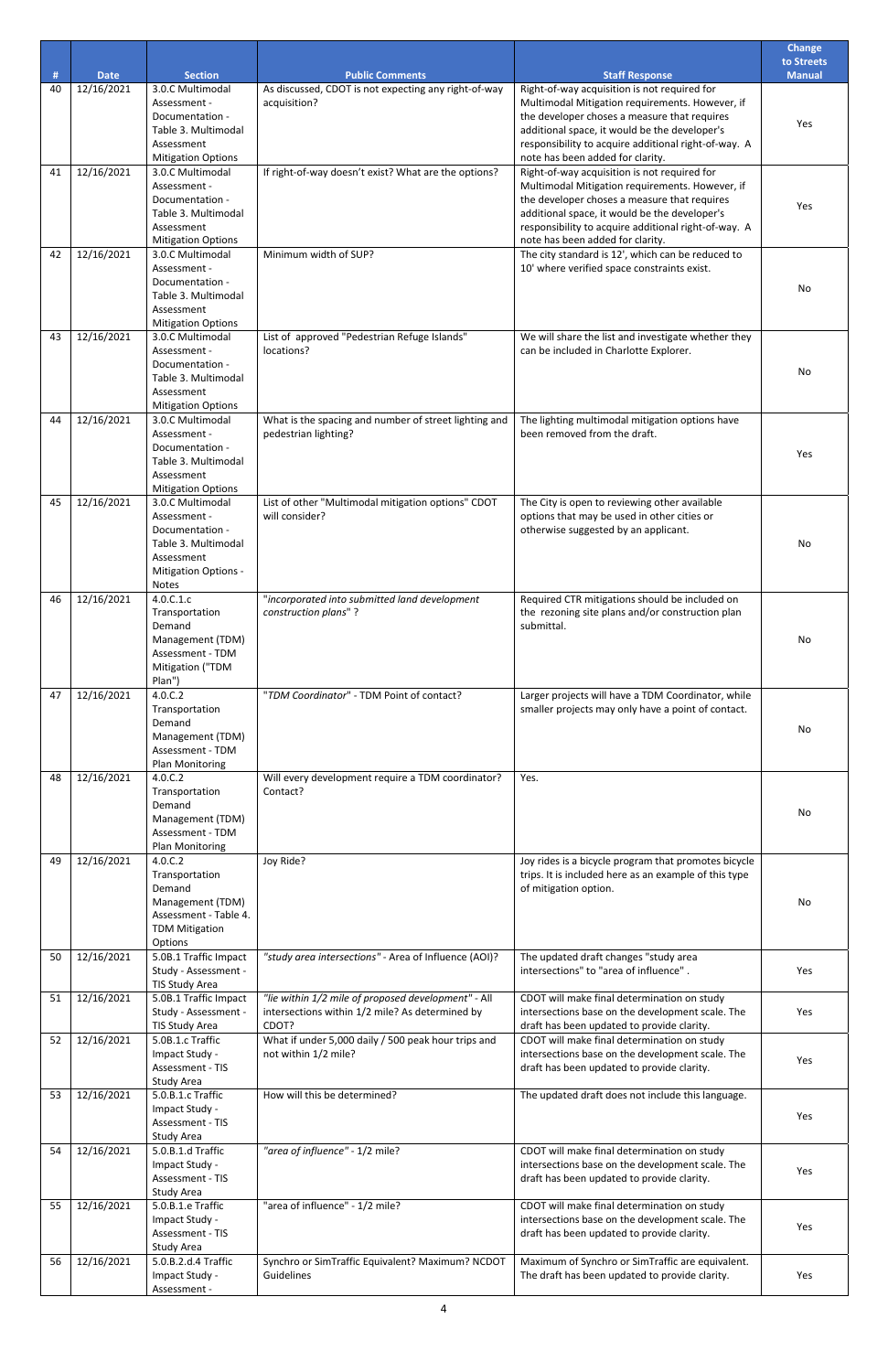| # | Date | Section | Public Comments | Staff Response | Change to Streets Manual |
|---|---|---|---|---|---|
| 40 | 12/16/2021 | 3.0.C Multimodal Assessment - Documentation - Table 3. Multimodal Assessment Mitigation Options | As discussed, CDOT is not expecting any right-of-way acquisition? | Right-of-way acquisition is not required for Multimodal Mitigation requirements. However, if the developer choses a measure that requires additional space, it would be the developer's responsibility to acquire additional right-of-way. A note has been added for clarity. | Yes |
| 41 | 12/16/2021 | 3.0.C Multimodal Assessment - Documentation - Table 3. Multimodal Assessment Mitigation Options | If right-of-way doesn't exist? What are the options? | Right-of-way acquisition is not required for Multimodal Mitigation requirements. However, if the developer choses a measure that requires additional space, it would be the developer's responsibility to acquire additional right-of-way. A note has been added for clarity. | Yes |
| 42 | 12/16/2021 | 3.0.C Multimodal Assessment - Documentation - Table 3. Multimodal Assessment Mitigation Options | Minimum width of SUP? | The city standard is 12', which can be reduced to 10' where verified space constraints exist. | No |
| 43 | 12/16/2021 | 3.0.C Multimodal Assessment - Documentation - Table 3. Multimodal Assessment Mitigation Options | List of approved "Pedestrian Refuge Islands" locations? | We will share the list and investigate whether they can be included in Charlotte Explorer. | No |
| 44 | 12/16/2021 | 3.0.C Multimodal Assessment - Documentation - Table 3. Multimodal Assessment Mitigation Options | What is the spacing and number of street lighting and pedestrian lighting? | The lighting multimodal mitigation options have been removed from the draft. | Yes |
| 45 | 12/16/2021 | 3.0.C Multimodal Assessment - Documentation - Table 3. Multimodal Assessment Mitigation Options - Notes | List of other "Multimodal mitigation options" CDOT will consider? | The City is open to reviewing other available options that may be used in other cities or otherwise suggested by an applicant. | No |
| 46 | 12/16/2021 | 4.0.C.1.c Transportation Demand Management (TDM) Assessment - TDM Mitigation ("TDM Plan") | "*incorporated into submitted land development construction plans*" ? | Required CTR mitigations should be included on the rezoning site plans and/or construction plan submittal. | No |
| 47 | 12/16/2021 | 4.0.C.2 Transportation Demand Management (TDM) Assessment - TDM Plan Monitoring | "*TDM Coordinator*" - TDM Point of contact? | Larger projects will have a TDM Coordinator, while smaller projects may only have a point of contact. | No |
| 48 | 12/16/2021 | 4.0.C.2 Transportation Demand Management (TDM) Assessment - TDM Plan Monitoring | Will every development require a TDM coordinator? Contact? | Yes. | No |
| 49 | 12/16/2021 | 4.0.C.2 Transportation Demand Management (TDM) Assessment - Table 4. TDM Mitigation Options | Joy Ride? | Joy rides is a bicycle program that promotes bicycle trips. It is included here as an example of this type of mitigation option. | No |
| 50 | 12/16/2021 | 5.0B.1 Traffic Impact Study - Assessment - TIS Study Area | "*study area intersections*" - Area of Influence (AOI)? | The updated draft changes "study area intersections" to "area of influence" . | Yes |
| 51 | 12/16/2021 | 5.0B.1 Traffic Impact Study - Assessment - TIS Study Area | "*lie within 1/2 mile of proposed development*" - All intersections within 1/2 mile? As determined by CDOT? | CDOT will make final determination on study intersections base on the development scale. The draft has been updated to provide clarity. | Yes |
| 52 | 12/16/2021 | 5.0B.1.c Traffic Impact Study - Assessment - TIS Study Area | What if under 5,000 daily / 500 peak hour trips and not within 1/2 mile? | CDOT will make final determination on study intersections base on the development scale. The draft has been updated to provide clarity. | Yes |
| 53 | 12/16/2021 | 5.0.B.1.c Traffic Impact Study - Assessment - TIS Study Area | How will this be determined? | The updated draft does not include this language. | Yes |
| 54 | 12/16/2021 | 5.0.B.1.d Traffic Impact Study - Assessment - TIS Study Area | "*area of influence*" - 1/2 mile? | CDOT will make final determination on study intersections base on the development scale. The draft has been updated to provide clarity. | Yes |
| 55 | 12/16/2021 | 5.0.B.1.e Traffic Impact Study - Assessment - TIS Study Area | "area of influence" - 1/2 mile? | CDOT will make final determination on study intersections base on the development scale. The draft has been updated to provide clarity. | Yes |
| 56 | 12/16/2021 | 5.0.B.2.d.4 Traffic Impact Study - Assessment - | Synchro or SimTraffic Equivalent? Maximum? NCDOT Guidelines | Maximum of Synchro or SimTraffic are equivalent. The draft has been updated to provide clarity. | Yes |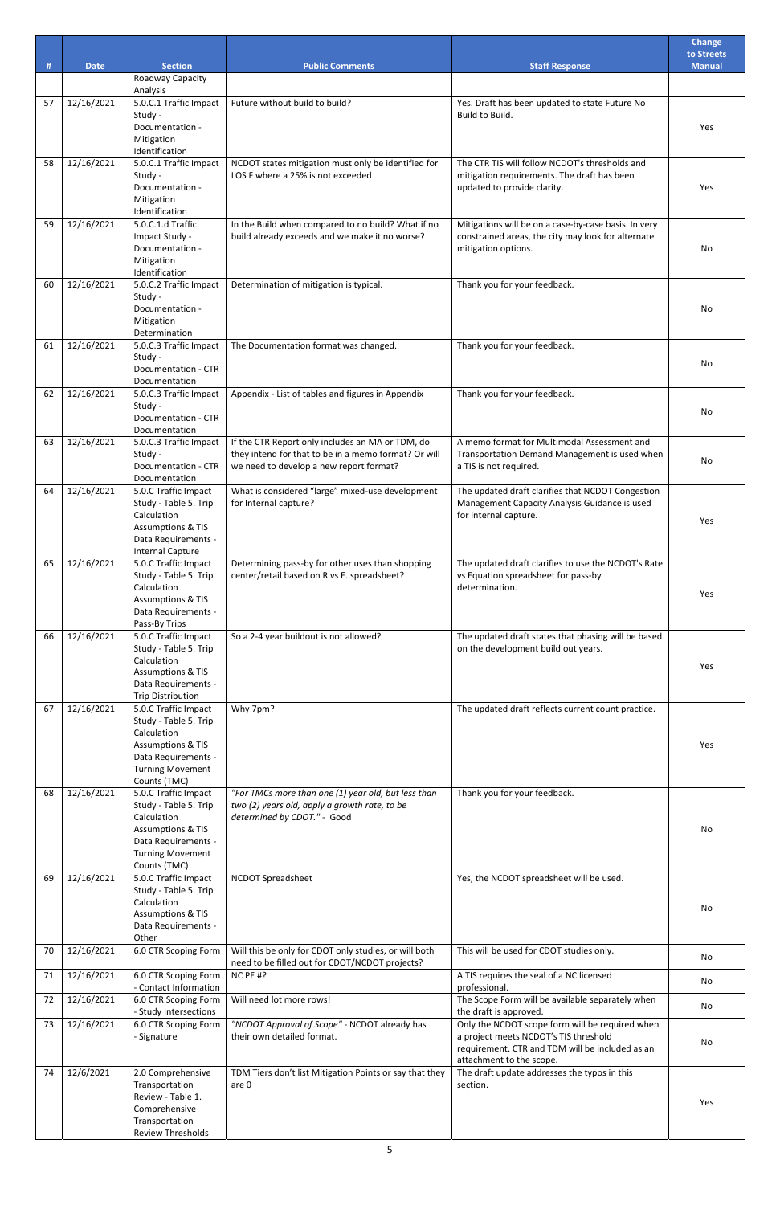| # | Date | Section | Public Comments | Staff Response | Change to Streets Manual |
|---|---|---|---|---|---|
| | | Roadway Capacity Analysis | | | |
| 57 | 12/16/2021 | 5.0.C.1 Traffic Impact Study - Documentation - Mitigation Identification | Future without build to build? | Yes. Draft has been updated to state Future No Build to Build. | Yes |
| 58 | 12/16/2021 | 5.0.C.1 Traffic Impact Study - Documentation - Mitigation Identification | NCDOT states mitigation must only be identified for LOS F where a 25% is not exceeded | The CTR TIS will follow NCDOT's thresholds and mitigation requirements. The draft has been updated to provide clarity. | Yes |
| 59 | 12/16/2021 | 5.0.C.1.d Traffic Impact Study - Documentation - Mitigation Identification | In the Build when compared to no build? What if no build already exceeds and we make it no worse? | Mitigations will be on a case-by-case basis. In very constrained areas, the city may look for alternate mitigation options. | No |
| 60 | 12/16/2021 | 5.0.C.2 Traffic Impact Study - Documentation - Mitigation Determination | Determination of mitigation is typical. | Thank you for your feedback. | No |
| 61 | 12/16/2021 | 5.0.C.3 Traffic Impact Study - Documentation - CTR Documentation | The Documentation format was changed. | Thank you for your feedback. | No |
| 62 | 12/16/2021 | 5.0.C.3 Traffic Impact Study - Documentation - CTR Documentation | Appendix - List of tables and figures in Appendix | Thank you for your feedback. | No |
| 63 | 12/16/2021 | 5.0.C.3 Traffic Impact Study - Documentation - CTR Documentation | If the CTR Report only includes an MA or TDM, do they intend for that to be in a memo format? Or will we need to develop a new report format? | A memo format for Multimodal Assessment and Transportation Demand Management is used when a TIS is not required. | No |
| 64 | 12/16/2021 | 5.0.C Traffic Impact Study - Table 5. Trip Calculation Assumptions & TIS Data Requirements - Internal Capture | What is considered "large" mixed-use development for Internal capture? | The updated draft clarifies that NCDOT Congestion Management Capacity Analysis Guidance is used for internal capture. | Yes |
| 65 | 12/16/2021 | 5.0.C Traffic Impact Study - Table 5. Trip Calculation Assumptions & TIS Data Requirements - Pass-By Trips | Determining pass-by for other uses than shopping center/retail based on R vs E. spreadsheet? | The updated draft clarifies to use the NCDOT's Rate vs Equation spreadsheet for pass-by determination. | Yes |
| 66 | 12/16/2021 | 5.0.C Traffic Impact Study - Table 5. Trip Calculation Assumptions & TIS Data Requirements - Trip Distribution | So a 2-4 year buildout is not allowed? | The updated draft states that phasing will be based on the development build out years. | Yes |
| 67 | 12/16/2021 | 5.0.C Traffic Impact Study - Table 5. Trip Calculation Assumptions & TIS Data Requirements - Turning Movement Counts (TMC) | Why 7pm? | The updated draft reflects current count practice. | Yes |
| 68 | 12/16/2021 | 5.0.C Traffic Impact Study - Table 5. Trip Calculation Assumptions & TIS Data Requirements - Turning Movement Counts (TMC) | *"For TMCs more than one (1) year old, but less than two (2) years old, apply a growth rate, to be determined by CDOT."* - Good | Thank you for your feedback. | No |
| 69 | 12/16/2021 | 5.0.C Traffic Impact Study - Table 5. Trip Calculation Assumptions & TIS Data Requirements - Other | NCDOT Spreadsheet | Yes, the NCDOT spreadsheet will be used. | No |
| 70 | 12/16/2021 | 6.0 CTR Scoping Form | Will this be only for CDOT only studies, or will both need to be filled out for CDOT/NCDOT projects? | This will be used for CDOT studies only. | No |
| 71 | 12/16/2021 | 6.0 CTR Scoping Form - Contact Information | NC PE #? | A TIS requires the seal of a NC licensed professional. | No |
| 72 | 12/16/2021 | 6.0 CTR Scoping Form - Study Intersections | Will need lot more rows! | The Scope Form will be available separately when the draft is approved. | No |
| 73 | 12/16/2021 | 6.0 CTR Scoping Form - Signature | *"NCDOT Approval of Scope"* - NCDOT already has their own detailed format. | Only the NCDOT scope form will be required when a project meets NCDOT's TIS threshold requirement. CTR and TDM will be included as an attachment to the scope. | No |
| 74 | 12/6/2021 | 2.0 Comprehensive Transportation Review - Table 1. Comprehensive Transportation Review Thresholds | TDM Tiers don't list Mitigation Points or say that they are 0 | The draft update addresses the typos in this section. | Yes |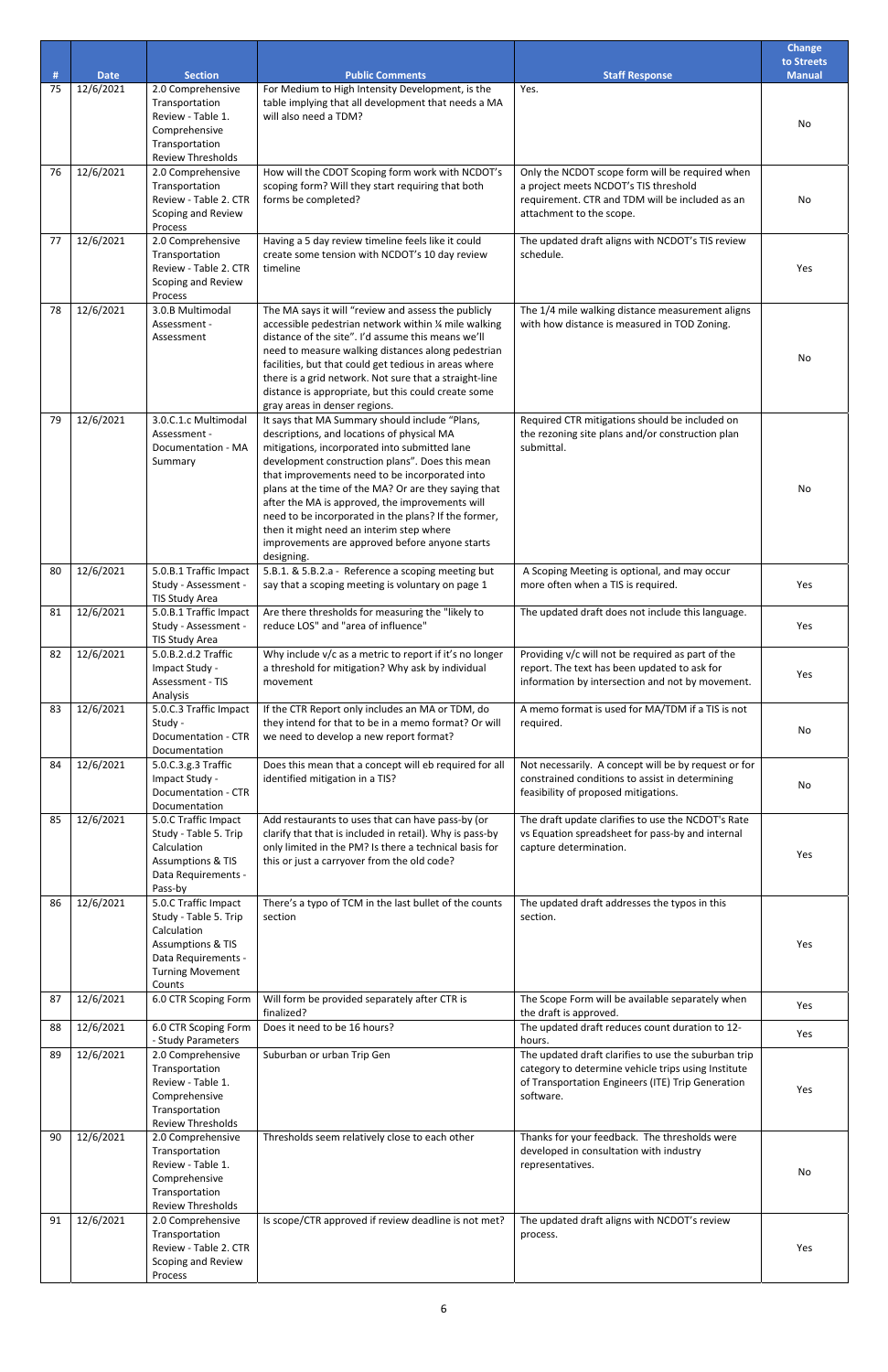| # | Date | Section | Public Comments | Staff Response | Change to Streets Manual |
|---|---|---|---|---|---|
| 75 | 12/6/2021 | 2.0 Comprehensive Transportation Review - Table 1. Comprehensive Transportation Review Thresholds | For Medium to High Intensity Development, is the table implying that all development that needs a MA will also need a TDM? | Yes. | No |
| 76 | 12/6/2021 | 2.0 Comprehensive Transportation Review - Table 2. CTR Scoping and Review Process | How will the CDOT Scoping form work with NCDOT's scoping form? Will they start requiring that both forms be completed? | Only the NCDOT scope form will be required when a project meets NCDOT's TIS threshold requirement. CTR and TDM will be included as an attachment to the scope. | No |
| 77 | 12/6/2021 | 2.0 Comprehensive Transportation Review - Table 2. CTR Scoping and Review Process | Having a 5 day review timeline feels like it could create some tension with NCDOT's 10 day review timeline | The updated draft aligns with NCDOT's TIS review schedule. | Yes |
| 78 | 12/6/2021 | 3.0.B Multimodal Assessment - Assessment | The MA says it will "review and assess the publicly accessible pedestrian network within ¼ mile walking distance of the site". I'd assume this means we'll need to measure walking distances along pedestrian facilities, but that could get tedious in areas where there is a grid network. Not sure that a straight-line distance is appropriate, but this could create some gray areas in denser regions. | The 1/4 mile walking distance measurement aligns with how distance is measured in TOD Zoning. | No |
| 79 | 12/6/2021 | 3.0.C.1.c Multimodal Assessment - Documentation - MA Summary | It says that MA Summary should include "Plans, descriptions, and locations of physical MA mitigations, incorporated into submitted lane development construction plans". Does this mean that improvements need to be incorporated into plans at the time of the MA? Or are they saying that after the MA is approved, the improvements will need to be incorporated in the plans? If the former, then it might need an interim step where improvements are approved before anyone starts designing. | Required CTR mitigations should be included on the rezoning site plans and/or construction plan submittal. | No |
| 80 | 12/6/2021 | 5.0.B.1 Traffic Impact Study - Assessment - TIS Study Area | 5.B.1. & 5.B.2.a - Reference a scoping meeting but say that a scoping meeting is voluntary on page 1 | A Scoping Meeting is optional, and may occur more often when a TIS is required. | Yes |
| 81 | 12/6/2021 | 5.0.B.1 Traffic Impact Study - Assessment - TIS Study Area | Are there thresholds for measuring the "likely to reduce LOS" and "area of influence" | The updated draft does not include this language. | Yes |
| 82 | 12/6/2021 | 5.0.B.2.d.2 Traffic Impact Study - Assessment - TIS Analysis | Why include v/c as a metric to report if it's no longer a threshold for mitigation? Why ask by individual movement | Providing v/c will not be required as part of the report. The text has been updated to ask for information by intersection and not by movement. | Yes |
| 83 | 12/6/2021 | 5.0.C.3 Traffic Impact Study - Documentation - CTR Documentation | If the CTR Report only includes an MA or TDM, do they intend for that to be in a memo format? Or will we need to develop a new report format? | A memo format is used for MA/TDM if a TIS is not required. | No |
| 84 | 12/6/2021 | 5.0.C.3.g.3 Traffic Impact Study - Documentation - CTR Documentation | Does this mean that a concept will eb required for all identified mitigation in a TIS? | Not necessarily. A concept will be by request or for constrained conditions to assist in determining feasibility of proposed mitigations. | No |
| 85 | 12/6/2021 | 5.0.C Traffic Impact Study - Table 5. Trip Calculation Assumptions & TIS Data Requirements - Pass-by | Add restaurants to uses that can have pass-by (or clarify that that is included in retail). Why is pass-by only limited in the PM? Is there a technical basis for this or just a carryover from the old code? | The draft update clarifies to use the NCDOT's Rate vs Equation spreadsheet for pass-by and internal capture determination. | Yes |
| 86 | 12/6/2021 | 5.0.C Traffic Impact Study - Table 5. Trip Calculation Assumptions & TIS Data Requirements - Turning Movement Counts | There's a typo of TCM in the last bullet of the counts section | The updated draft addresses the typos in this section. | Yes |
| 87 | 12/6/2021 | 6.0 CTR Scoping Form | Will form be provided separately after CTR is finalized? | The Scope Form will be available separately when the draft is approved. | Yes |
| 88 | 12/6/2021 | 6.0 CTR Scoping Form - Study Parameters | Does it need to be 16 hours? | The updated draft reduces count duration to 12-hours. | Yes |
| 89 | 12/6/2021 | 2.0 Comprehensive Transportation Review - Table 1. Comprehensive Transportation Review Thresholds | Suburban or urban Trip Gen | The updated draft clarifies to use the suburban trip category to determine vehicle trips using Institute of Transportation Engineers (ITE) Trip Generation software. | Yes |
| 90 | 12/6/2021 | 2.0 Comprehensive Transportation Review - Table 1. Comprehensive Transportation Review Thresholds | Thresholds seem relatively close to each other | Thanks for your feedback. The thresholds were developed in consultation with industry representatives. | No |
| 91 | 12/6/2021 | 2.0 Comprehensive Transportation Review - Table 2. CTR Scoping and Review Process | Is scope/CTR approved if review deadline is not met? | The updated draft aligns with NCDOT's review process. | Yes |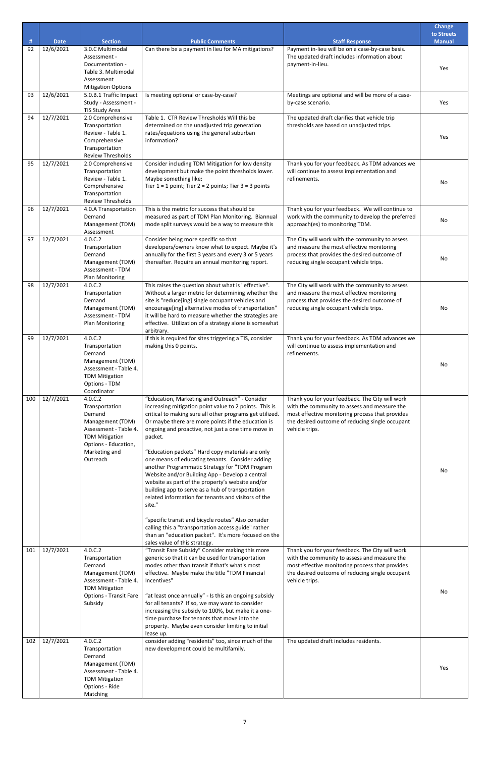| # | Date | Section | Public Comments | Staff Response | Change to Streets Manual |
|---|---|---|---|---|---|
| 92 | 12/6/2021 | 3.0.C Multimodal Assessment - Documentation - Table 3. Multimodal Assessment Mitigation Options | Can there be a payment in lieu for MA mitigations? | Payment in-lieu will be on a case-by-case basis. The updated draft includes information about payment-in-lieu. | Yes |
| 93 | 12/6/2021 | 5.0.B.1 Traffic Impact Study - Assessment - TIS Study Area | Is meeting optional or case-by-case? | Meetings are optional and will be more of a case-by-case scenario. | Yes |
| 94 | 12/7/2021 | 2.0 Comprehensive Transportation Review - Table 1. Comprehensive Transportation Review Thresholds | Table 1. CTR Review Thresholds Will this be determined on the unadjusted trip generation rates/equations using the general suburban information? | The updated draft clarifies that vehicle trip thresholds are based on unadjusted trips. | Yes |
| 95 | 12/7/2021 | 2.0 Comprehensive Transportation Review - Table 1. Comprehensive Transportation Review Thresholds | Consider including TDM Mitigation for low density development but make the point thresholds lower. Maybe something like:<br>Tier 1 = 1 point; Tier 2 = 2 points; Tier 3 = 3 points | Thank you for your feedback. As TDM advances we will continue to assess implementation and refinements. | No |
| 96 | 12/7/2021 | 4.0.A Transportation Demand Management (TDM) Assessment | This is the metric for success that should be measured as part of TDM Plan Monitoring. Biannual mode split surveys would be a way to measure this | Thank you for your feedback. We will continue to work with the community to develop the preferred approach(es) to monitoring TDM. | No |
| 97 | 12/7/2021 | 4.0.C.2 Transportation Demand Management (TDM) Assessment - TDM Plan Monitoring | Consider being more specific so that developers/owners know what to expect. Maybe it's annually for the first 3 years and every 3 or 5 years thereafter. Require an annual monitoring report. | The City will work with the community to assess and measure the most effective monitoring process that provides the desired outcome of reducing single occupant vehicle trips. | No |
| 98 | 12/7/2021 | 4.0.C.2 Transportation Demand Management (TDM) Assessment - TDM Plan Monitoring | This raises the question about what is "effective". Without a larger metric for determining whether the site is "reduce[ing] single occupant vehicles and encourage[ing] alternative modes of transportation" it will be hard to measure whether the strategies are effective. Utilization of a strategy alone is somewhat arbitrary. | The City will work with the community to assess and measure the most effective monitoring process that provides the desired outcome of reducing single occupant vehicle trips. | No |
| 99 | 12/7/2021 | 4.0.C.2 Transportation Demand Management (TDM) Assessment - Table 4. TDM Mitigation Options - TDM Coordinator | If this is required for sites triggering a TIS, consider making this 0 points. | Thank you for your feedback. As TDM advances we will continue to assess implementation and refinements. | No |
| 100 | 12/7/2021 | 4.0.C.2 Transportation Demand Management (TDM) Assessment - Table 4. TDM Mitigation Options - Education, Marketing and Outreach | "Education, Marketing and Outreach" - Consider increasing mitigation point value to 2 points. This is critical to making sure all other programs get utilized. Or maybe there are more points if the education is ongoing and proactive, not just a one time move in packet.<br><br>"Education packets" Hard copy materials are only one means of educating tenants. Consider adding another Programmatic Strategy for "TDM Program Website and/or Building App - Develop a central website as part of the property's website and/or building app to serve as a hub of transportation related information for tenants and visitors of the site."<br><br>"specific transit and bicycle routes" Also consider calling this a "transportation access guide" rather than an "education packet". It's more focused on the sales value of this strategy. | Thank you for your feedback. The City will work with the community to assess and measure the most effective monitoring process that provides the desired outcome of reducing single occupant vehicle trips. | No |
| 101 | 12/7/2021 | 4.0.C.2 Transportation Demand Management (TDM) Assessment - Table 4. TDM Mitigation Options - Transit Fare Subsidy | "Transit Fare Subsidy" Consider making this more generic so that it can be used for transportation modes other than transit if that's what's most effective. Maybe make the title "TDM Financial Incentives"<br><br>"at least once annually" - Is this an ongoing subsidy for all tenants? If so, we may want to consider increasing the subsidy to 100%, but make it a one-time purchase for tenants that move into the property. Maybe even consider limiting to initial lease up. | Thank you for your feedback. The City will work with the community to assess and measure the most effective monitoring process that provides the desired outcome of reducing single occupant vehicle trips. | No |
| 102 | 12/7/2021 | 4.0.C.2 Transportation Demand Management (TDM) Assessment - Table 4. TDM Mitigation Options - Ride Matching | consider adding "residents" too, since much of the new development could be multifamily. | The updated draft includes residents. | Yes |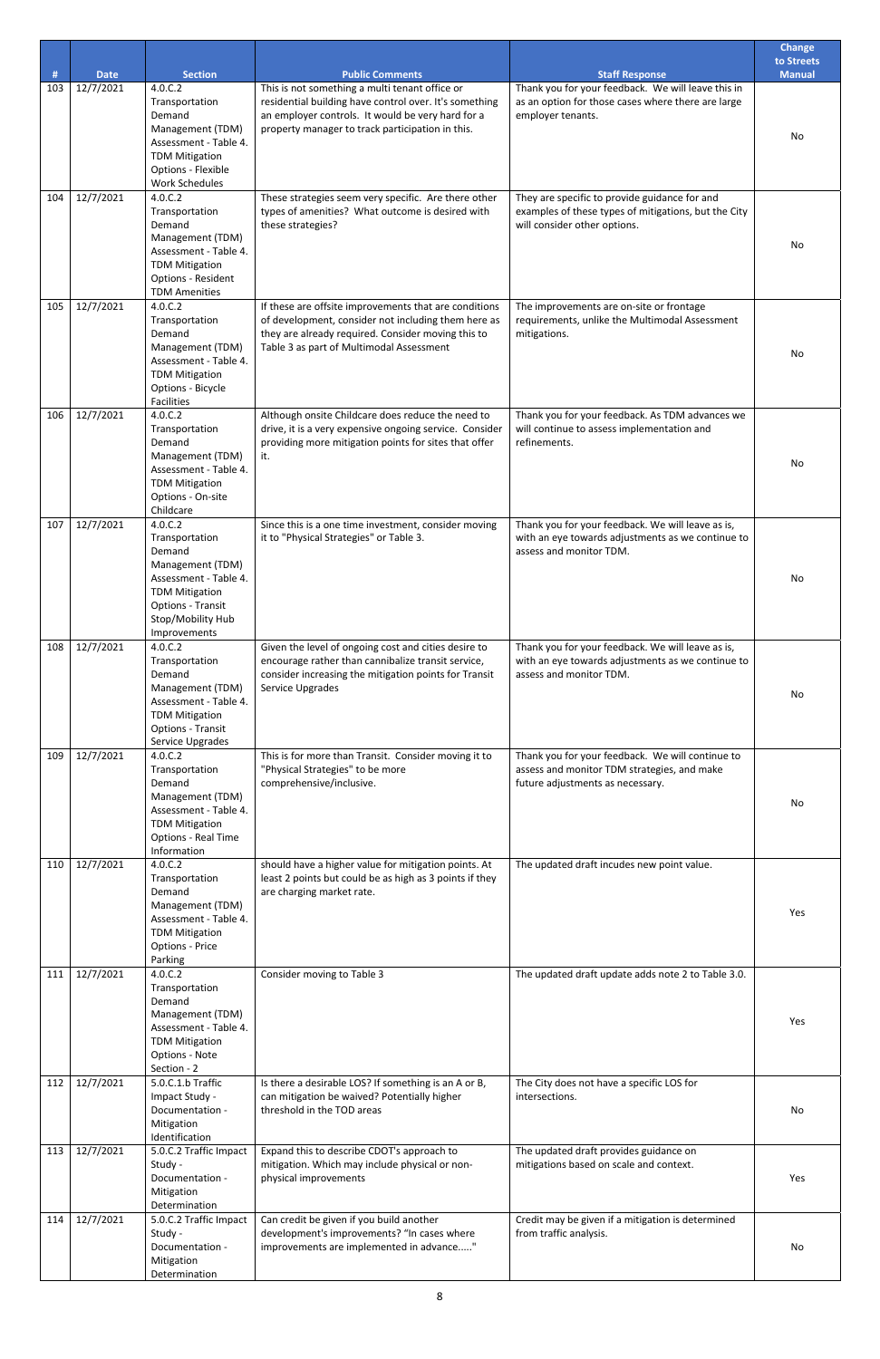| # | Date | Section | Public Comments | Staff Response | Change to Streets Manual |
|---|---|---|---|---|---|
| 103 | 12/7/2021 | 4.0.C.2 Transportation Demand Management (TDM) Assessment - Table 4. TDM Mitigation Options - Flexible Work Schedules | This is not something a multi tenant office or residential building have control over. It's something an employer controls. It would be very hard for a property manager to track participation in this. | Thank you for your feedback. We will leave this in as an option for those cases where there are large employer tenants. | No |
| 104 | 12/7/2021 | 4.0.C.2 Transportation Demand Management (TDM) Assessment - Table 4. TDM Mitigation Options - Resident TDM Amenities | These strategies seem very specific. Are there other types of amenities? What outcome is desired with these strategies? | They are specific to provide guidance for and examples of these types of mitigations, but the City will consider other options. | No |
| 105 | 12/7/2021 | 4.0.C.2 Transportation Demand Management (TDM) Assessment - Table 4. TDM Mitigation Options - Bicycle Facilities | If these are offsite improvements that are conditions of development, consider not including them here as they are already required. Consider moving this to Table 3 as part of Multimodal Assessment | The improvements are on-site or frontage requirements, unlike the Multimodal Assessment mitigations. | No |
| 106 | 12/7/2021 | 4.0.C.2 Transportation Demand Management (TDM) Assessment - Table 4. TDM Mitigation Options - On-site Childcare | Although onsite Childcare does reduce the need to drive, it is a very expensive ongoing service. Consider providing more mitigation points for sites that offer it. | Thank you for your feedback. As TDM advances we will continue to assess implementation and refinements. | No |
| 107 | 12/7/2021 | 4.0.C.2 Transportation Demand Management (TDM) Assessment - Table 4. TDM Mitigation Options - Transit Stop/Mobility Hub Improvements | Since this is a one time investment, consider moving it to "Physical Strategies" or Table 3. | Thank you for your feedback. We will leave as is, with an eye towards adjustments as we continue to assess and monitor TDM. | No |
| 108 | 12/7/2021 | 4.0.C.2 Transportation Demand Management (TDM) Assessment - Table 4. TDM Mitigation Options - Transit Service Upgrades | Given the level of ongoing cost and cities desire to encourage rather than cannibalize transit service, consider increasing the mitigation points for Transit Service Upgrades | Thank you for your feedback. We will leave as is, with an eye towards adjustments as we continue to assess and monitor TDM. | No |
| 109 | 12/7/2021 | 4.0.C.2 Transportation Demand Management (TDM) Assessment - Table 4. TDM Mitigation Options - Real Time Information | This is for more than Transit. Consider moving it to "Physical Strategies" to be more comprehensive/inclusive. | Thank you for your feedback. We will continue to assess and monitor TDM strategies, and make future adjustments as necessary. | No |
| 110 | 12/7/2021 | 4.0.C.2 Transportation Demand Management (TDM) Assessment - Table 4. TDM Mitigation Options - Price Parking | should have a higher value for mitigation points. At least 2 points but could be as high as 3 points if they are charging market rate. | The updated draft incudes new point value. | Yes |
| 111 | 12/7/2021 | 4.0.C.2 Transportation Demand Management (TDM) Assessment - Table 4. TDM Mitigation Options - Note Section - 2 | Consider moving to Table 3 | The updated draft update adds note 2 to Table 3.0. | Yes |
| 112 | 12/7/2021 | 5.0.C.1.b Traffic Impact Study - Documentation - Mitigation Identification | Is there a desirable LOS? If something is an A or B, can mitigation be waived? Potentially higher threshold in the TOD areas | The City does not have a specific LOS for intersections. | No |
| 113 | 12/7/2021 | 5.0.C.2 Traffic Impact Study - Documentation - Mitigation Determination | Expand this to describe CDOT's approach to mitigation. Which may include physical or non-physical improvements | The updated draft provides guidance on mitigations based on scale and context. | Yes |
| 114 | 12/7/2021 | 5.0.C.2 Traffic Impact Study - Documentation - Mitigation Determination | Can credit be given if you build another development's improvements? "In cases where improvements are implemented in advance....." | Credit may be given if a mitigation is determined from traffic analysis. | No |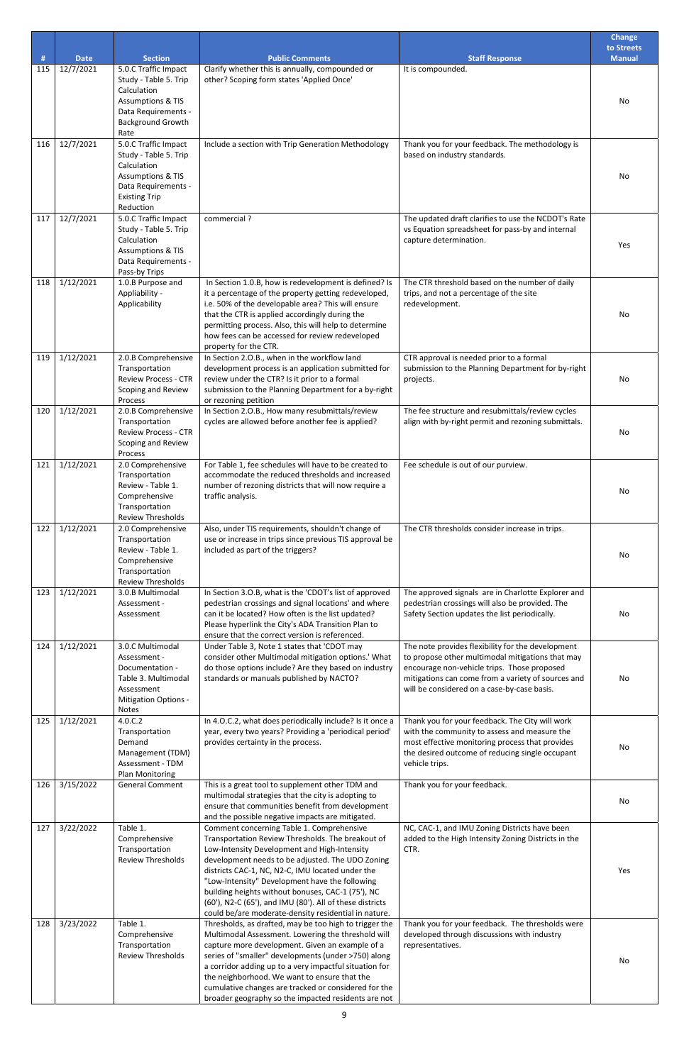| # | Date | Section | Public Comments | Staff Response | Change to Streets Manual |
|---|---|---|---|---|---|
| 115 | 12/7/2021 | 5.0.C Traffic Impact Study - Table 5. Trip Calculation Assumptions & TIS Data Requirements - Background Growth Rate | Clarify whether this is annually, compounded or other? Scoping form states 'Applied Once' | It is compounded. | No |
| 116 | 12/7/2021 | 5.0.C Traffic Impact Study - Table 5. Trip Calculation Assumptions & TIS Data Requirements - Existing Trip Reduction | Include a section with Trip Generation Methodology | Thank you for your feedback. The methodology is based on industry standards. | No |
| 117 | 12/7/2021 | 5.0.C Traffic Impact Study - Table 5. Trip Calculation Assumptions & TIS Data Requirements - Pass-by Trips | commercial ? | The updated draft clarifies to use the NCDOT's Rate vs Equation spreadsheet for pass-by and internal capture determination. | Yes |
| 118 | 1/12/2021 | 1.0.B Purpose and Appliability - Applicability | In Section 1.0.B, how is redevelopment is defined? Is it a percentage of the property getting redeveloped, i.e. 50% of the developable area? This will ensure that the CTR is applied accordingly during the permitting process. Also, this will help to determine how fees can be accessed for review redeveloped property for the CTR. | The CTR threshold based on the number of daily trips, and not a percentage of the site redevelopment. | No |
| 119 | 1/12/2021 | 2.0.B Comprehensive Transportation Review Process - CTR Scoping and Review Process | In Section 2.O.B., when in the workflow land development process is an application submitted for review under the CTR? Is it prior to a formal submission to the Planning Department for a by-right or rezoning petition | CTR approval is needed prior to a formal submission to the Planning Department for by-right projects. | No |
| 120 | 1/12/2021 | 2.0.B Comprehensive Transportation Review Process - CTR Scoping and Review Process | In Section 2.O.B., How many resubmittals/review cycles are allowed before another fee is applied? | The fee structure and resubmittals/review cycles align with by-right permit and rezoning submittals. | No |
| 121 | 1/12/2021 | 2.0 Comprehensive Transportation Review - Table 1. Comprehensive Transportation Review Thresholds | For Table 1, fee schedules will have to be created to accommodate the reduced thresholds and increased number of rezoning districts that will now require a traffic analysis. | Fee schedule is out of our purview. | No |
| 122 | 1/12/2021 | 2.0 Comprehensive Transportation Review - Table 1. Comprehensive Transportation Review Thresholds | Also, under TIS requirements, shouldn't change of use or increase in trips since previous TIS approval be included as part of the triggers? | The CTR thresholds consider increase in trips. | No |
| 123 | 1/12/2021 | 3.0.B Multimodal Assessment - Assessment | In Section 3.O.B, what is the 'CDOT's list of approved pedestrian crossings and signal locations' and where can it be located? How often is the list updated? Please hyperlink the City's ADA Transition Plan to ensure that the correct version is referenced. | The approved signals are in Charlotte Explorer and pedestrian crossings will also be provided. The Safety Section updates the list periodically. | No |
| 124 | 1/12/2021 | 3.0.C Multimodal Assessment - Documentation - Table 3. Multimodal Assessment Mitigation Options - Notes | Under Table 3, Note 1 states that 'CDOT may consider other Multimodal mitigations options.' What do those options include? Are they based on industry standards or manuals published by NACTO? | The note provides flexibility for the development to propose other multimodal mitigations that may encourage non-vehicle trips. Those proposed mitigations can come from a variety of sources and will be considered on a case-by-case basis. | No |
| 125 | 1/12/2021 | 4.0.C.2 Transportation Demand Management (TDM) Assessment - TDM Plan Monitoring | In 4.0.C.2, what does periodically include? Is it once a year, every two years? Providing a 'periodical period' provides certainty in the process. | Thank you for your feedback. The City will work with the community to assess and measure the most effective monitoring process that provides the desired outcome of reducing single occupant vehicle trips. | No |
| 126 | 3/15/2022 | General Comment | This is a great tool to supplement other TDM and multimodal strategies that the city is adopting to ensure that communities benefit from development and the possible negative impacts are mitigated. | Thank you for your feedback. | No |
| 127 | 3/22/2022 | Table 1. Comprehensive Transportation Review Thresholds | Comment concerning Table 1. Comprehensive Transportation Review Thresholds. The breakout of Low-Intensity Development and High-Intensity development needs to be adjusted. The UDO Zoning districts CAC-1, NC, N2-C, IMU located under the "Low-Intensity" Development have the following building heights without bonuses, CAC-1 (75'), NC (60'), N2-C (65'), and IMU (80'). All of these districts could be/are moderate-density residential in nature. | NC, CAC-1, and IMU Zoning Districts have been added to the High Intensity Zoning Districts in the CTR. | Yes |
| 128 | 3/23/2022 | Table 1. Comprehensive Transportation Review Thresholds | Thresholds, as drafted, may be too high to trigger the Multimodal Assessment. Lowering the threshold will capture more development. Given an example of a series of "smaller" developments (under >750) along a corridor adding up to a very impactful situation for the neighborhood. We want to ensure that the cumulative changes are tracked or considered for the broader geography so the impacted residents are not | Thank you for your feedback. The thresholds were developed through discussions with industry representatives. | No |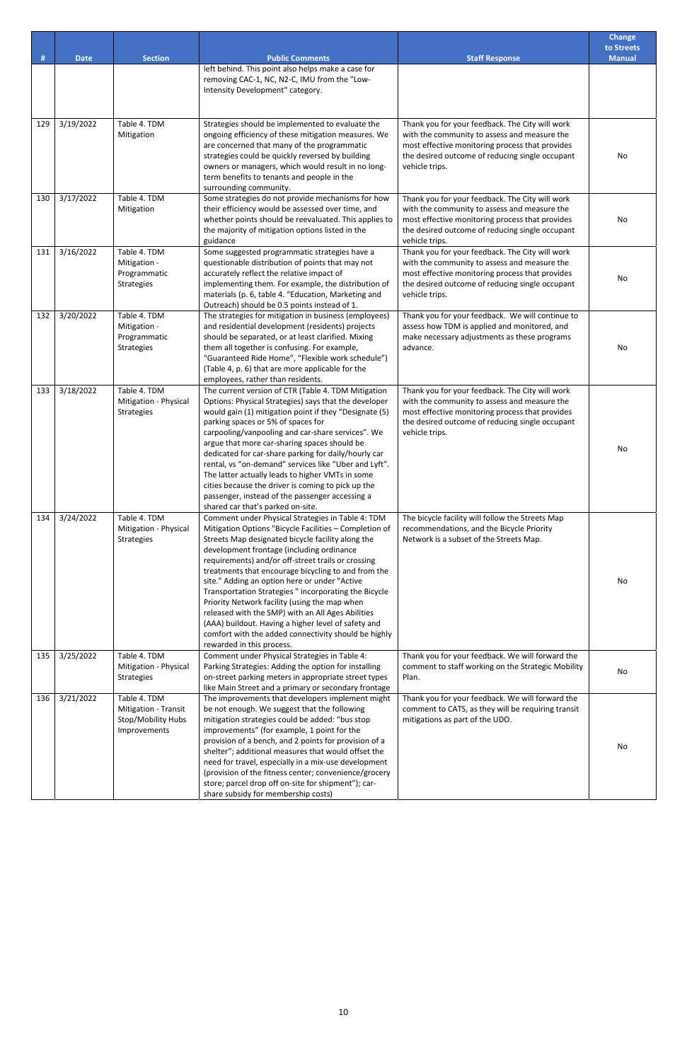| # | Date | Section | Public Comments | Staff Response | Change to Streets Manual |
|---|---|---|---|---|---|
| | | | left behind. This point also helps make a case for removing CAC-1, NC, N2-C, IMU from the "Low-Intensity Development" category. | | |
| 129 | 3/19/2022 | Table 4. TDM Mitigation | Strategies should be implemented to evaluate the ongoing efficiency of these mitigation measures. We are concerned that many of the programmatic strategies could be quickly reversed by building owners or managers, which would result in no long-term benefits to tenants and people in the surrounding community. | Thank you for your feedback. The City will work with the community to assess and measure the most effective monitoring process that provides the desired outcome of reducing single occupant vehicle trips. | No |
| 130 | 3/17/2022 | Table 4. TDM Mitigation | Some strategies do not provide mechanisms for how their efficiency would be assessed over time, and whether points should be reevaluated. This applies to the majority of mitigation options listed in the guidance | Thank you for your feedback. The City will work with the community to assess and measure the most effective monitoring process that provides the desired outcome of reducing single occupant vehicle trips. | No |
| 131 | 3/16/2022 | Table 4. TDM Mitigation - Programmatic Strategies | Some suggested programmatic strategies have a questionable distribution of points that may not accurately reflect the relative impact of implementing them. For example, the distribution of materials (p. 6, table 4. "Education, Marketing and Outreach) should be 0.5 points instead of 1. | Thank you for your feedback. The City will work with the community to assess and measure the most effective monitoring process that provides the desired outcome of reducing single occupant vehicle trips. | No |
| 132 | 3/20/2022 | Table 4. TDM Mitigation - Programmatic Strategies | The strategies for mitigation in business (employees) and residential development (residents) projects should be separated, or at least clarified. Mixing them all together is confusing. For example, "Guaranteed Ride Home", "Flexible work schedule") (Table 4, p. 6) that are more applicable for the employees, rather than residents. | Thank you for your feedback. We will continue to assess how TDM is applied and monitored, and make necessary adjustments as these programs advance. | No |
| 133 | 3/18/2022 | Table 4. TDM Mitigation - Physical Strategies | The current version of CTR (Table 4. TDM Mitigation Options: Physical Strategies) says that the developer would gain (1) mitigation point if they "Designate (5) parking spaces or 5% of spaces for carpooling/vanpooling and car-share services". We argue that more car-sharing spaces should be dedicated for car-share parking for daily/hourly car rental, vs "on-demand" services like "Uber and Lyft". The latter actually leads to higher VMTs in some cities because the driver is coming to pick up the passenger, instead of the passenger accessing a shared car that's parked on-site. | Thank you for your feedback. The City will work with the community to assess and measure the most effective monitoring process that provides the desired outcome of reducing single occupant vehicle trips. | No |
| 134 | 3/24/2022 | Table 4. TDM Mitigation - Physical Strategies | Comment under Physical Strategies in Table 4: TDM Mitigation Options "Bicycle Facilities – Completion of Streets Map designated bicycle facility along the development frontage (including ordinance requirements) and/or off-street trails or crossing treatments that encourage bicycling to and from the site." Adding an option here or under "Active Transportation Strategies " incorporating the Bicycle Priority Network facility (using the map when released with the SMP) with an All Ages Abilities (AAA) buildout. Having a higher level of safety and comfort with the added connectivity should be highly rewarded in this process. | The bicycle facility will follow the Streets Map recommendations, and the Bicycle Priority Network is a subset of the Streets Map. | No |
| 135 | 3/25/2022 | Table 4. TDM Mitigation - Physical Strategies | Comment under Physical Strategies in Table 4: Parking Strategies: Adding the option for installing on-street parking meters in appropriate street types like Main Street and a primary or secondary frontage | Thank you for your feedback. We will forward the comment to staff working on the Strategic Mobility Plan. | No |
| 136 | 3/21/2022 | Table 4. TDM Mitigation - Transit Stop/Mobility Hubs Improvements | The improvements that developers implement might be not enough. We suggest that the following mitigation strategies could be added: "bus stop improvements" (for example, 1 point for the provision of a bench, and 2 points for provision of a shelter"; additional measures that would offset the need for travel, especially in a mix-use development (provision of the fitness center; convenience/grocery store; parcel drop off on-site for shipment"); car-share subsidy for membership costs) | Thank you for your feedback. We will forward the comment to CATS, as they will be requiring transit mitigations as part of the UDO. | No |